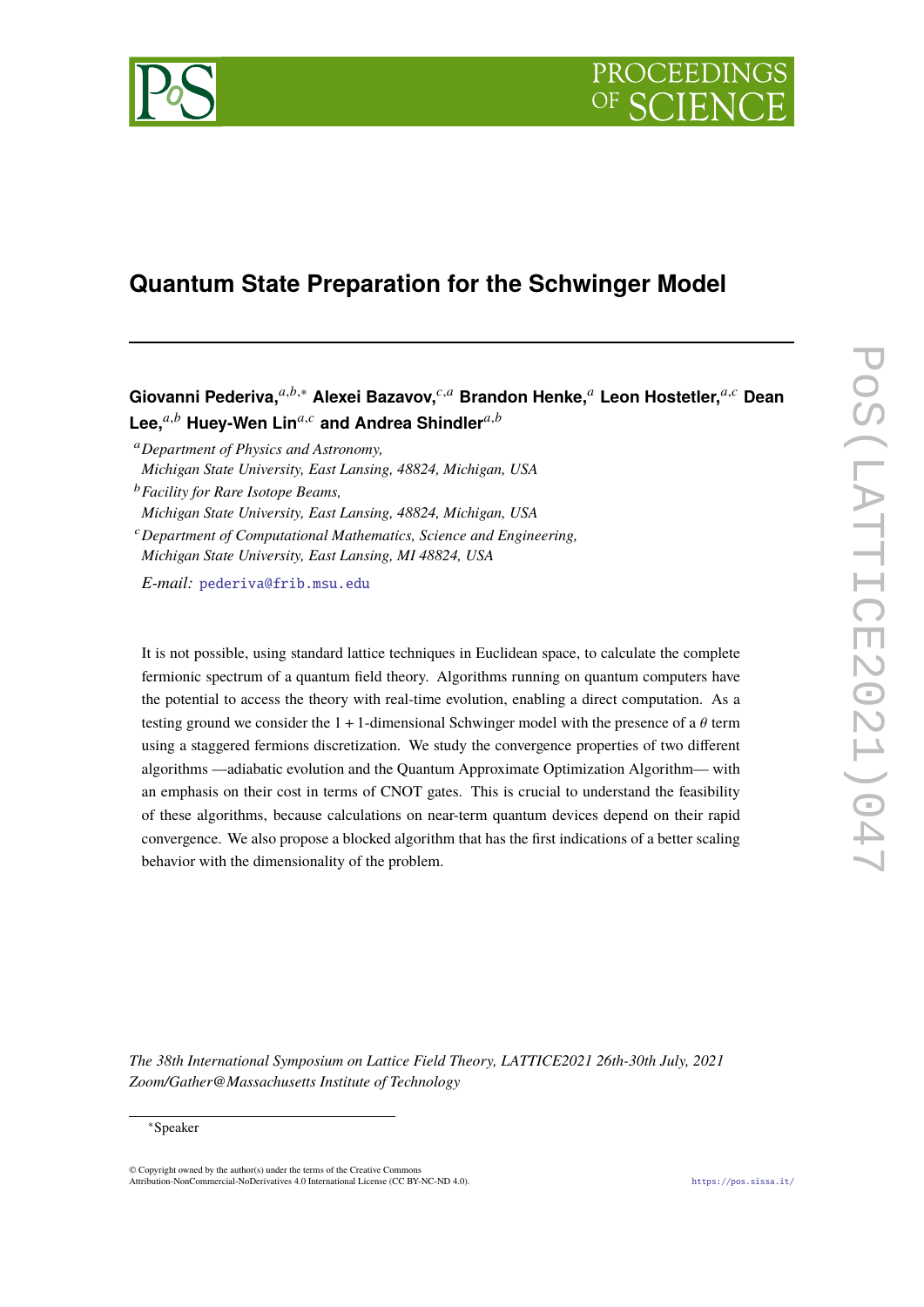# Quantum State Preparation for the Schwinger Model

**Giovanni Pederiva,**[a,b,*] **Alexei Bazavov,**[c,a] **Brandon Henke,**[a] **Leon Hostetler,**[a,c] **Dean Lee,**[a,b] **Huey-Wen Lin**[a,c] **and Andrea Shindler**[a,b]

[a] *Department of Physics and Astronomy, Michigan State University, East Lansing, 48824, Michigan, USA*

[b] *Facility for Rare Isotope Beams, Michigan State University, East Lansing, 48824, Michigan, USA*

[c] *Department of Computational Mathematics, Science and Engineering, Michigan State University, East Lansing, MI 48824, USA*

*E-mail:* pederiva@frib.msu.edu

It is not possible, using standard lattice techniques in Euclidean space, to calculate the complete fermionic spectrum of a quantum field theory. Algorithms running on quantum computers have the potential to access the theory with real-time evolution, enabling a direct computation. As a testing ground we consider the $1+1$-dimensional Schwinger model with the presence of a $\theta$ term using a staggered fermions discretization. We study the convergence properties of two different algorithms —adiabatic evolution and the Quantum Approximate Optimization Algorithm— with an emphasis on their cost in terms of CNOT gates. This is crucial to understand the feasibility of these algorithms, because calculations on near-term quantum devices depend on their rapid convergence. We also propose a blocked algorithm that has the first indications of a better scaling behavior with the dimensionality of the problem.

*The 38th International Symposium on Lattice Field Theory, LATTICE2021 26th-30th July, 2021 Zoom/Gather@Massachusetts Institute of Technology*

*Speaker

© Copyright owned by the author(s) under the terms of the Creative Commons Attribution-NonCommercial-NoDerivatives 4.0 International License (CC BY-NC-ND 4.0).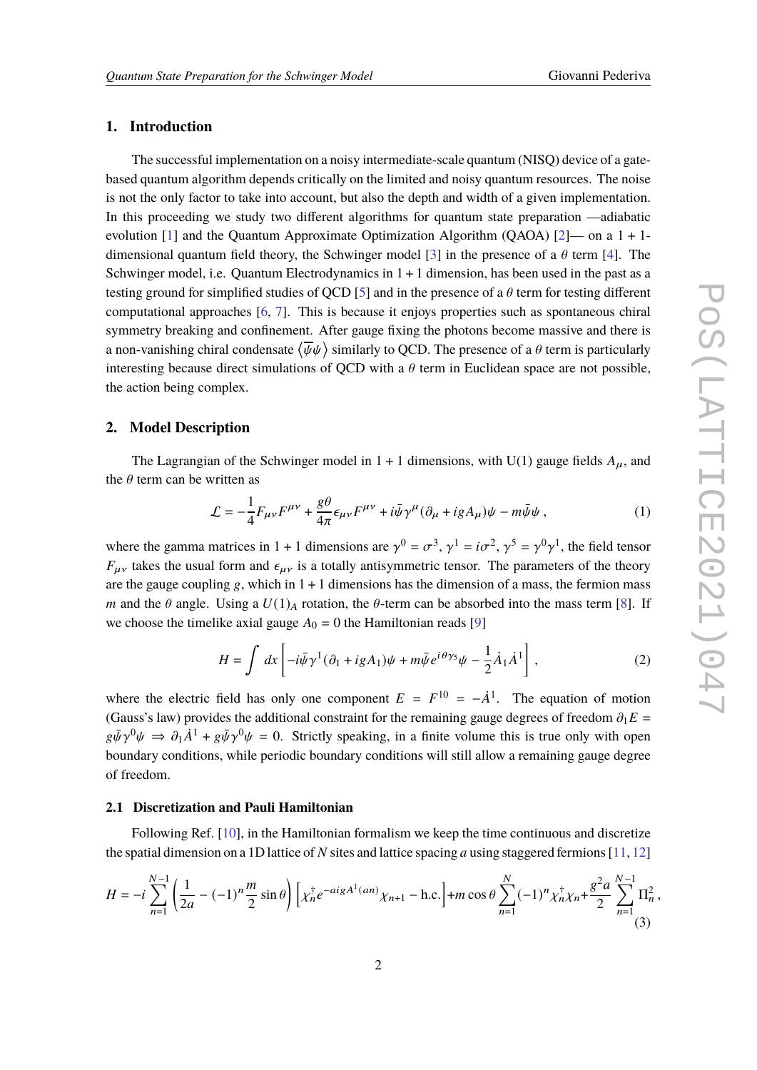## 1. Introduction

The successful implementation on a noisy intermediate-scale quantum (NISQ) device of a gate-based quantum algorithm depends critically on the limited and noisy quantum resources. The noise is not the only factor to take into account, but also the depth and width of a given implementation. In this proceeding we study two different algorithms for quantum state preparation —adiabatic evolution [1] and the Quantum Approximate Optimization Algorithm (QAOA) [2]— on a $1+1$-dimensional quantum field theory, the Schwinger model [3] in the presence of a $\theta$ term [4]. The Schwinger model, i.e. Quantum Electrodynamics in $1+1$ dimension, has been used in the past as a testing ground for simplified studies of QCD [5] and in the presence of a $\theta$ term for testing different computational approaches [6, 7]. This is because it enjoys properties such as spontaneous chiral symmetry breaking and confinement. After gauge fixing the photons become massive and there is a non-vanishing chiral condensate $\langle\bar{\psi}\psi\rangle$ similarly to QCD. The presence of a $\theta$ term is particularly interesting because direct simulations of QCD with a $\theta$ term in Euclidean space are not possible, the action being complex.

## 2. Model Description

The Lagrangian of the Schwinger model in $1+1$ dimensions, with U(1) gauge fields $A_\mu$, and the $\theta$ term can be written as

$$\mathcal{L} = -\frac{1}{4}F_{\mu\nu}F^{\mu\nu} + \frac{g\theta}{4\pi}\epsilon_{\mu\nu}F^{\mu\nu} + i\bar{\psi}\gamma^\mu(\partial_\mu + igA_\mu)\psi - m\bar{\psi}\psi\,, \tag{1}$$

where the gamma matrices in $1+1$ dimensions are $\gamma^0 = \sigma^3$, $\gamma^1 = i\sigma^2$, $\gamma^5 = \gamma^0\gamma^1$, the field tensor $F_{\mu\nu}$ takes the usual form and $\epsilon_{\mu\nu}$ is a totally antisymmetric tensor. The parameters of the theory are the gauge coupling $g$, which in $1+1$ dimensions has the dimension of a mass, the fermion mass $m$ and the $\theta$ angle. Using a $U(1)_A$ rotation, the $\theta$-term can be absorbed into the mass term [8]. If we choose the timelike axial gauge $A_0 = 0$ the Hamiltonian reads [9]

$$H = \int dx\left[-i\bar{\psi}\gamma^1(\partial_1 + igA_1)\psi + m\bar{\psi}e^{i\theta\gamma_5}\psi - \frac{1}{2}\dot{A}_1\dot{A}^1\right], \tag{2}$$

where the electric field has only one component $E = F^{10} = -\dot{A}^1$. The equation of motion (Gauss's law) provides the additional constraint for the remaining gauge degrees of freedom $\partial_1 E = g\bar{\psi}\gamma^0\psi \Rightarrow \partial_1\dot{A}^1 + g\bar{\psi}\gamma^0\psi = 0$. Strictly speaking, in a finite volume this is true only with open boundary conditions, while periodic boundary conditions will still allow a remaining gauge degree of freedom.

### 2.1 Discretization and Pauli Hamiltonian

Following Ref. [10], in the Hamiltonian formalism we keep the time continuous and discretize the spatial dimension on a 1D lattice of $N$ sites and lattice spacing $a$ using staggered fermions [11, 12]

$$H = -i\sum_{n=1}^{N-1}\left(\frac{1}{2a} - (-1)^n\frac{m}{2}\sin\theta\right)\left[\chi_n^\dagger e^{-aigA^1(an)}\chi_{n+1} - \text{h.c.}\right] + m\cos\theta\sum_{n=1}^{N}(-1)^n\chi_n^\dagger\chi_n + \frac{g^2a}{2}\sum_{n=1}^{N-1}\Pi_n^2\,, \tag{3}$$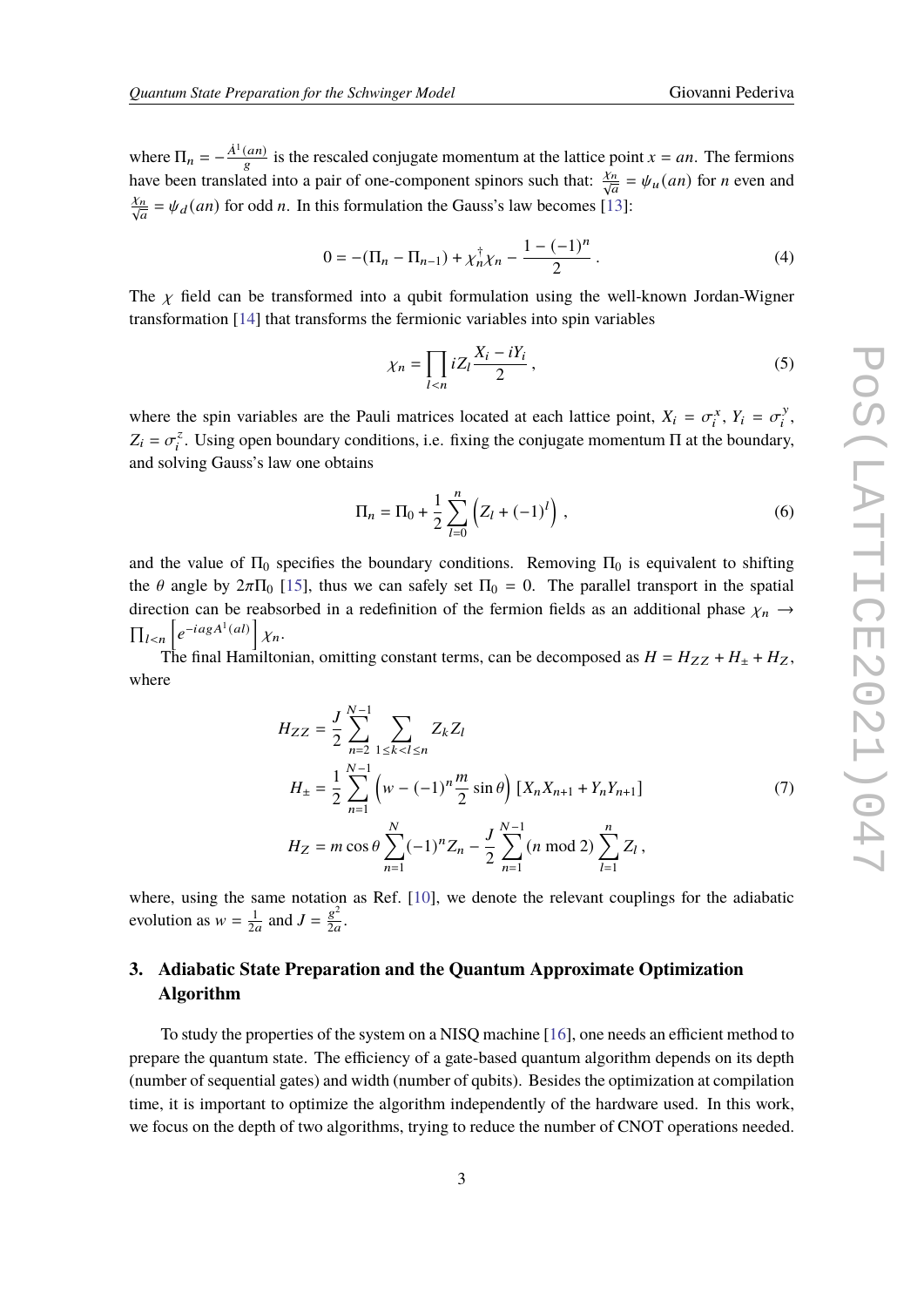where $\Pi_n = -\frac{\dot{A}^1(an)}{g}$ is the rescaled conjugate momentum at the lattice point $x = an$. The fermions have been translated into a pair of one-component spinors such that: $\frac{\chi_n}{\sqrt{a}} = \psi_u(an)$ for $n$ even and $\frac{\chi_n}{\sqrt{a}} = \psi_d(an)$ for odd $n$. In this formulation the Gauss's law becomes [13]:

$$0 = -(\Pi_n - \Pi_{n-1}) + \chi_n^\dagger \chi_n - \frac{1-(-1)^n}{2} \,. \tag{4}$$

The $\chi$ field can be transformed into a qubit formulation using the well-known Jordan-Wigner transformation [14] that transforms the fermionic variables into spin variables

$$\chi_n = \prod_{l<n} iZ_l \frac{X_i - iY_i}{2} \,, \tag{5}$$

where the spin variables are the Pauli matrices located at each lattice point, $X_i = \sigma_i^x$, $Y_i = \sigma_i^y$, $Z_i = \sigma_i^z$. Using open boundary conditions, i.e. fixing the conjugate momentum $\Pi$ at the boundary, and solving Gauss's law one obtains

$$\Pi_n = \Pi_0 + \frac{1}{2}\sum_{l=0}^{n}\left(Z_l + (-1)^l\right) \,, \tag{6}$$

and the value of $\Pi_0$ specifies the boundary conditions. Removing $\Pi_0$ is equivalent to shifting the $\theta$ angle by $2\pi\Pi_0$ [15], thus we can safely set $\Pi_0 = 0$. The parallel transport in the spatial direction can be reabsorbed in a redefinition of the fermion fields as an additional phase $\chi_n \to \prod_{l<n}\left[e^{-iagA^1(al)}\right]\chi_n$.

The final Hamiltonian, omitting constant terms, can be decomposed as $H = H_{ZZ} + H_\pm + H_Z$, where

$$\begin{aligned}
H_{ZZ} &= \frac{J}{2}\sum_{n=2}^{N-1}\sum_{1\le k<l\le n} Z_k Z_l \\
H_\pm &= \frac{1}{2}\sum_{n=1}^{N-1}\left(w - (-1)^n \frac{m}{2}\sin\theta\right)\left[X_n X_{n+1} + Y_n Y_{n+1}\right] \\
H_Z &= m\cos\theta \sum_{n=1}^{N}(-1)^n Z_n - \frac{J}{2}\sum_{n=1}^{N-1}(n \bmod 2)\sum_{l=1}^{n} Z_l \,,
\end{aligned} \tag{7}$$

where, using the same notation as Ref. [10], we denote the relevant couplings for the adiabatic evolution as $w = \frac{1}{2a}$ and $J = \frac{g^2}{2a}$.

## 3. Adiabatic State Preparation and the Quantum Approximate Optimization Algorithm

To study the properties of the system on a NISQ machine [16], one needs an efficient method to prepare the quantum state. The efficiency of a gate-based quantum algorithm depends on its depth (number of sequential gates) and width (number of qubits). Besides the optimization at compilation time, it is important to optimize the algorithm independently of the hardware used. In this work, we focus on the depth of two algorithms, trying to reduce the number of CNOT operations needed.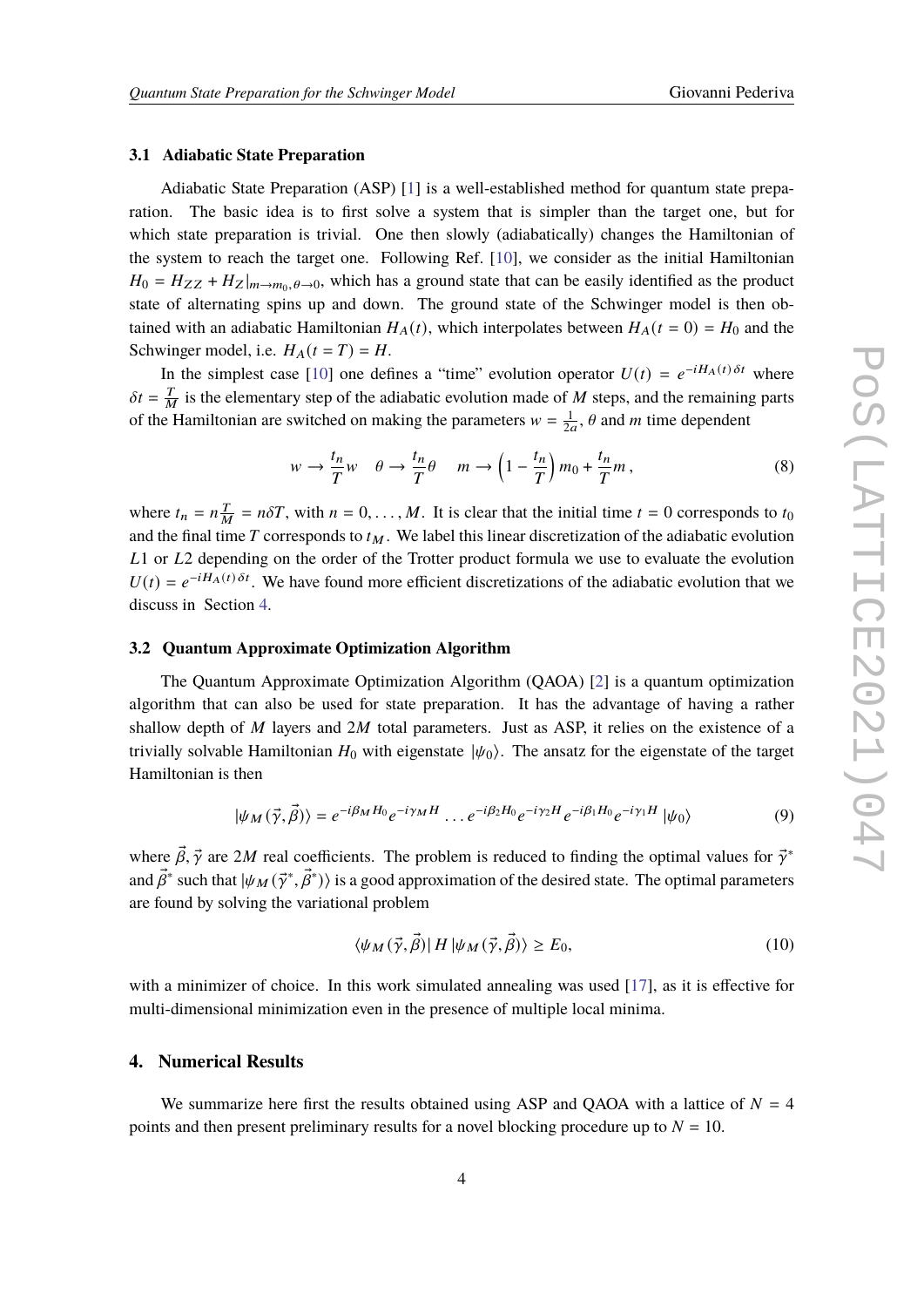### 3.1 Adiabatic State Preparation

Adiabatic State Preparation (ASP) [1] is a well-established method for quantum state preparation. The basic idea is to first solve a system that is simpler than the target one, but for which state preparation is trivial. One then slowly (adiabatically) changes the Hamiltonian of the system to reach the target one. Following Ref. [10], we consider as the initial Hamiltonian $H_0 = H_{ZZ} + H_Z|_{m\to m_0,\theta\to 0}$, which has a ground state that can be easily identified as the product state of alternating spins up and down. The ground state of the Schwinger model is then obtained with an adiabatic Hamiltonian $H_A(t)$, which interpolates between $H_A(t=0) = H_0$ and the Schwinger model, i.e. $H_A(t=T) = H$.

In the simplest case [10] one defines a "time" evolution operator $U(t) = e^{-iH_A(t)\,\delta t}$ where $\delta t = \frac{T}{M}$ is the elementary step of the adiabatic evolution made of $M$ steps, and the remaining parts of the Hamiltonian are switched on making the parameters $w = \frac{1}{2a}$, $\theta$ and $m$ time dependent

$$
w \to \frac{t_n}{T} w \quad \theta \to \frac{t_n}{T}\theta \quad m \to \left(1 - \frac{t_n}{T}\right) m_0 + \frac{t_n}{T} m\,, \tag{8}
$$

where $t_n = n\frac{T}{M} = n\delta T$, with $n = 0, \ldots, M$. It is clear that the initial time $t = 0$ corresponds to $t_0$ and the final time $T$ corresponds to $t_M$. We label this linear discretization of the adiabatic evolution $L1$ or $L2$ depending on the order of the Trotter product formula we use to evaluate the evolution $U(t) = e^{-iH_A(t)\,\delta t}$. We have found more efficient discretizations of the adiabatic evolution that we discuss in Section 4.

### 3.2 Quantum Approximate Optimization Algorithm

The Quantum Approximate Optimization Algorithm (QAOA) [2] is a quantum optimization algorithm that can also be used for state preparation. It has the advantage of having a rather shallow depth of $M$ layers and $2M$ total parameters. Just as ASP, it relies on the existence of a trivially solvable Hamiltonian $H_0$ with eigenstate $|\psi_0\rangle$. The ansatz for the eigenstate of the target Hamiltonian is then

$$
|\psi_M(\vec{\gamma}, \vec{\beta})\rangle = e^{-i\beta_M H_0} e^{-i\gamma_M H} \ldots e^{-i\beta_2 H_0} e^{-i\gamma_2 H} e^{-i\beta_1 H_0} e^{-i\gamma_1 H} |\psi_0\rangle \tag{9}
$$

where $\vec{\beta}, \vec{\gamma}$ are $2M$ real coefficients. The problem is reduced to finding the optimal values for $\vec{\gamma}^*$ and $\vec{\beta}^*$ such that $|\psi_M(\vec{\gamma}^*, \vec{\beta}^*)\rangle$ is a good approximation of the desired state. The optimal parameters are found by solving the variational problem

$$
\langle\psi_M(\vec{\gamma}, \vec{\beta})|\, H\, |\psi_M(\vec{\gamma}, \vec{\beta})\rangle \geq E_0, \tag{10}
$$

with a minimizer of choice. In this work simulated annealing was used [17], as it is effective for multi-dimensional minimization even in the presence of multiple local minima.

## 4. Numerical Results

We summarize here first the results obtained using ASP and QAOA with a lattice of $N = 4$ points and then present preliminary results for a novel blocking procedure up to $N = 10$.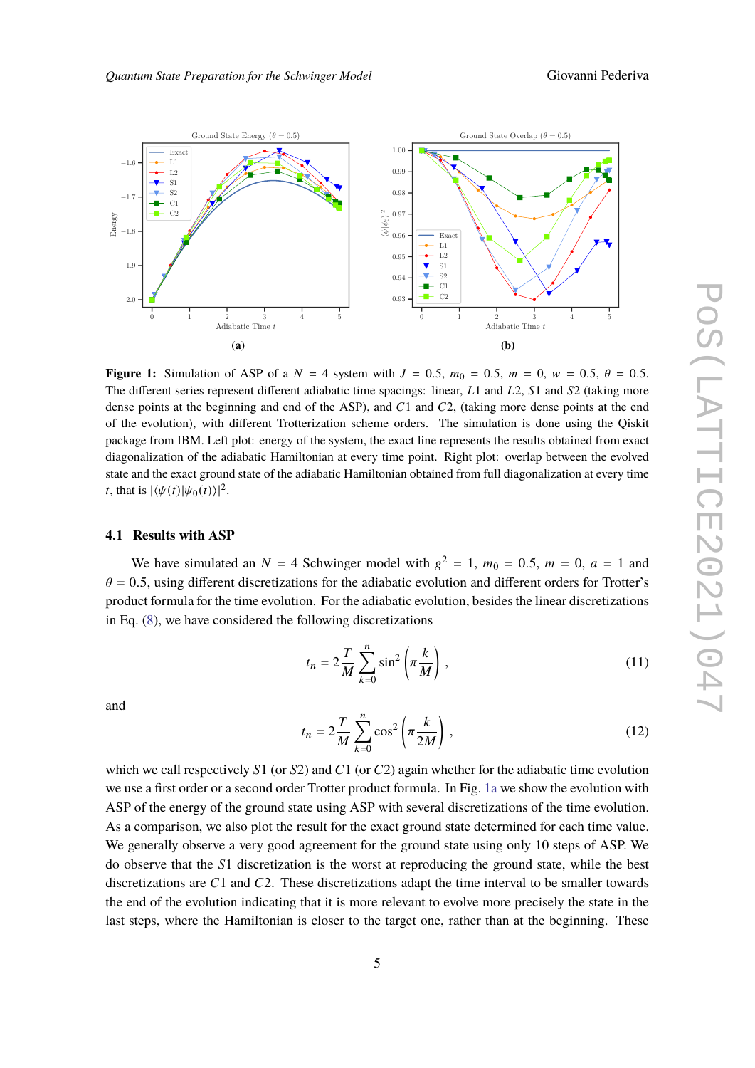**(a)** **(b)**

**Figure 1:** Simulation of ASP of a $N = 4$ system with $J = 0.5$, $m_0 = 0.5$, $m = 0$, $w = 0.5$, $\theta = 0.5$. The different series represent different adiabatic time spacings: linear, $L1$ and $L2$, $S1$ and $S2$ (taking more dense points at the beginning and end of the ASP), and $C1$ and $C2$, (taking more dense points at the end of the evolution), with different Trotterization scheme orders. The simulation is done using the Qiskit package from IBM. Left plot: energy of the system, the exact line represents the results obtained from exact diagonalization of the adiabatic Hamiltonian at every time point. Right plot: overlap between the evolved state and the exact ground state of the adiabatic Hamiltonian obtained from full diagonalization at every time $t$, that is $|\langle\psi(t)|\psi_0(t)\rangle|^2$.

### 4.1 Results with ASP

We have simulated an $N = 4$ Schwinger model with $g^2 = 1$, $m_0 = 0.5$, $m = 0$, $a = 1$ and $\theta = 0.5$, using different discretizations for the adiabatic evolution and different orders for Trotter's product formula for the time evolution. For the adiabatic evolution, besides the linear discretizations in Eq. (8), we have considered the following discretizations

$$t_n = 2\frac{T}{M}\sum_{k=0}^{n}\sin^2\left(\pi\frac{k}{M}\right), \tag{11}$$

and

$$t_n = 2\frac{T}{M}\sum_{k=0}^{n}\cos^2\left(\pi\frac{k}{2M}\right), \tag{12}$$

which we call respectively $S1$ (or $S2$) and $C1$ (or $C2$) again whether for the adiabatic time evolution we use a first order or a second order Trotter product formula. In Fig. 1a we show the evolution with ASP of the energy of the ground state using ASP with several discretizations of the time evolution. As a comparison, we also plot the result for the exact ground state determined for each time value. We generally observe a very good agreement for the ground state using only 10 steps of ASP. We do observe that the $S1$ discretization is the worst at reproducing the ground state, while the best discretizations are $C1$ and $C2$. These discretizations adapt the time interval to be smaller towards the end of the evolution indicating that it is more relevant to evolve more precisely the state in the last steps, where the Hamiltonian is closer to the target one, rather than at the beginning. These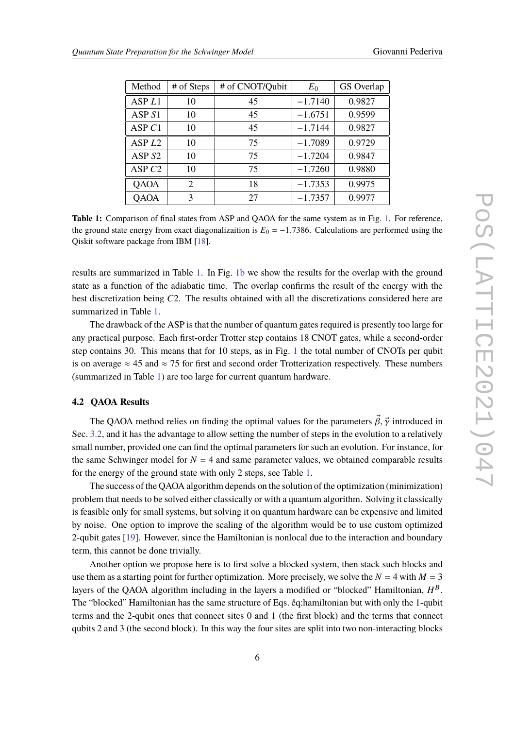| Method | # of Steps | # of CNOT/Qubit | $E_0$ | GS Overlap |
|---|---|---|---|---|
| ASP $L1$ | 10 | 45 | $-1.7140$ | 0.9827 |
| ASP $S1$ | 10 | 45 | $-1.6751$ | 0.9599 |
| ASP $C1$ | 10 | 45 | $-1.7144$ | 0.9827 |
| ASP $L2$ | 10 | 75 | $-1.7089$ | 0.9729 |
| ASP $S2$ | 10 | 75 | $-1.7204$ | 0.9847 |
| ASP $C2$ | 10 | 75 | $-1.7260$ | 0.9880 |
| QAOA | 2 | 18 | $-1.7353$ | 0.9975 |
| QAOA | 3 | 27 | $-1.7357$ | 0.9977 |

**Table 1:** Comparison of final states from ASP and QAOA for the same system as in Fig. 1. For reference, the ground state energy from exact diagonalizaition is $E_0 = -1.7386$. Calculations are performed using the Qiskit software package from IBM [18].

results are summarized in Table 1. In Fig. 1b we show the results for the overlap with the ground state as a function of the adiabatic time. The overlap confirms the result of the energy with the best discretization being $C2$. The results obtained with all the discretizations considered here are summarized in Table 1.

The drawback of the ASP is that the number of quantum gates required is presently too large for any practical purpose. Each first-order Trotter step contains 18 CNOT gates, while a second-order step contains 30. This means that for 10 steps, as in Fig. 1 the total number of CNOTs per qubit is on average $\approx 45$ and $\approx 75$ for first and second order Trotterization respectively. These numbers (summarized in Table 1) are too large for current quantum hardware.

### 4.2 QAOA Results

The QAOA method relies on finding the optimal values for the parameters $\vec{\beta}, \vec{\gamma}$ introduced in Sec. 3.2, and it has the advantage to allow setting the number of steps in the evolution to a relatively small number, provided one can find the optimal parameters for such an evolution. For instance, for the same Schwinger model for $N = 4$ and same parameter values, we obtained comparable results for the energy of the ground state with only 2 steps, see Table 1.

The success of the QAOA algorithm depends on the solution of the optimization (minimization) problem that needs to be solved either classically or with a quantum algorithm. Solving it classically is feasible only for small systems, but solving it on quantum hardware can be expensive and limited by noise. One option to improve the scaling of the algorithm would be to use custom optimized 2-qubit gates [19]. However, since the Hamiltonian is nonlocal due to the interaction and boundary term, this cannot be done trivially.

Another option we propose here is to first solve a blocked system, then stack such blocks and use them as a starting point for further optimization. More precisely, we solve the $N = 4$ with $M = 3$ layers of the QAOA algorithm including in the layers a modified or "blocked" Hamiltonian, $H^B$. The "blocked" Hamiltonian has the same structure of Eqs. ěq:hamiltonian but with only the 1-qubit terms and the 2-qubit ones that connect sites 0 and 1 (the first block) and the terms that connect qubits 2 and 3 (the second block). In this way the four sites are split into two non-interacting blocks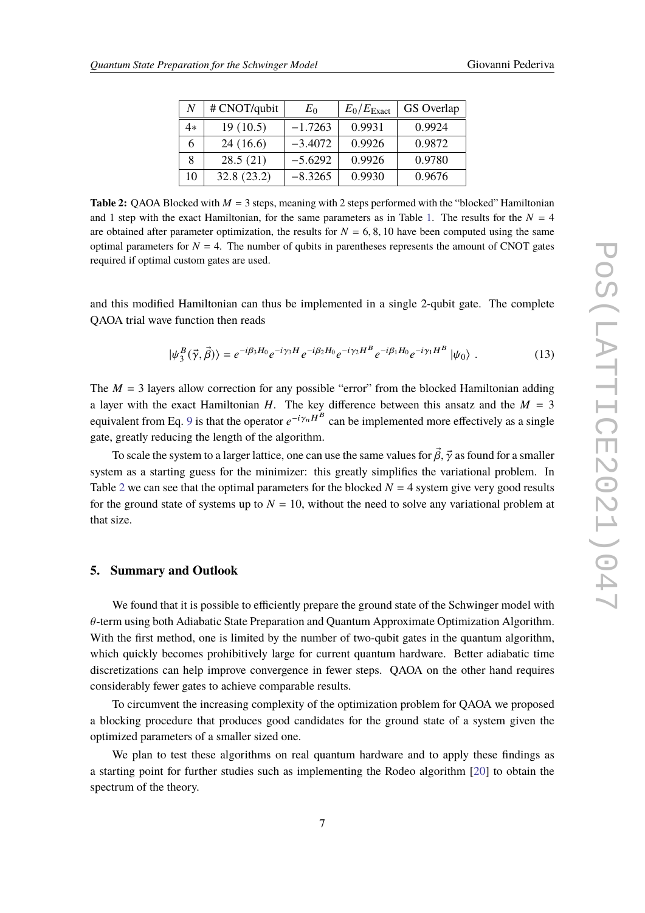| $N$ | # CNOT/qubit | $E_0$ | $E_0/E_{\text{Exact}}$ | GS Overlap |
|---|---|---|---|---|
| 4* | 19 (10.5) | −1.7263 | 0.9931 | 0.9924 |
| 6 | 24 (16.6) | −3.4072 | 0.9926 | 0.9872 |
| 8 | 28.5 (21) | −5.6292 | 0.9926 | 0.9780 |
| 10 | 32.8 (23.2) | −8.3265 | 0.9930 | 0.9676 |

**Table 2:** QAOA Blocked with $M = 3$ steps, meaning with 2 steps performed with the "blocked" Hamiltonian and 1 step with the exact Hamiltonian, for the same parameters as in Table 1. The results for the $N = 4$ are obtained after parameter optimization, the results for $N = 6, 8, 10$ have been computed using the same optimal parameters for $N = 4$. The number of qubits in parentheses represents the amount of CNOT gates required if optimal custom gates are used.

and this modified Hamiltonian can thus be implemented in a single 2-qubit gate. The complete QAOA trial wave function then reads

$$|\psi_3^B(\vec{\gamma}, \vec{\beta})\rangle = e^{-i\beta_3 H_0} e^{-i\gamma_3 H} e^{-i\beta_2 H_0} e^{-i\gamma_2 H^B} e^{-i\beta_1 H_0} e^{-i\gamma_1 H^B} |\psi_0\rangle \ . \tag{13}$$

The $M = 3$ layers allow correction for any possible "error" from the blocked Hamiltonian adding a layer with the exact Hamiltonian $H$. The key difference between this ansatz and the $M = 3$ equivalent from Eq. 9 is that the operator $e^{-i\gamma_n H^B}$ can be implemented more effectively as a single gate, greatly reducing the length of the algorithm.

To scale the system to a larger lattice, one can use the same values for $\vec{\beta}, \vec{\gamma}$ as found for a smaller system as a starting guess for the minimizer: this greatly simplifies the variational problem. In Table 2 we can see that the optimal parameters for the blocked $N = 4$ system give very good results for the ground state of systems up to $N = 10$, without the need to solve any variational problem at that size.

## 5. Summary and Outlook

We found that it is possible to efficiently prepare the ground state of the Schwinger model with $\theta$-term using both Adiabatic State Preparation and Quantum Approximate Optimization Algorithm. With the first method, one is limited by the number of two-qubit gates in the quantum algorithm, which quickly becomes prohibitively large for current quantum hardware. Better adiabatic time discretizations can help improve convergence in fewer steps. QAOA on the other hand requires considerably fewer gates to achieve comparable results.

To circumvent the increasing complexity of the optimization problem for QAOA we proposed a blocking procedure that produces good candidates for the ground state of a system given the optimized parameters of a smaller sized one.

We plan to test these algorithms on real quantum hardware and to apply these findings as a starting point for further studies such as implementing the Rodeo algorithm [20] to obtain the spectrum of the theory.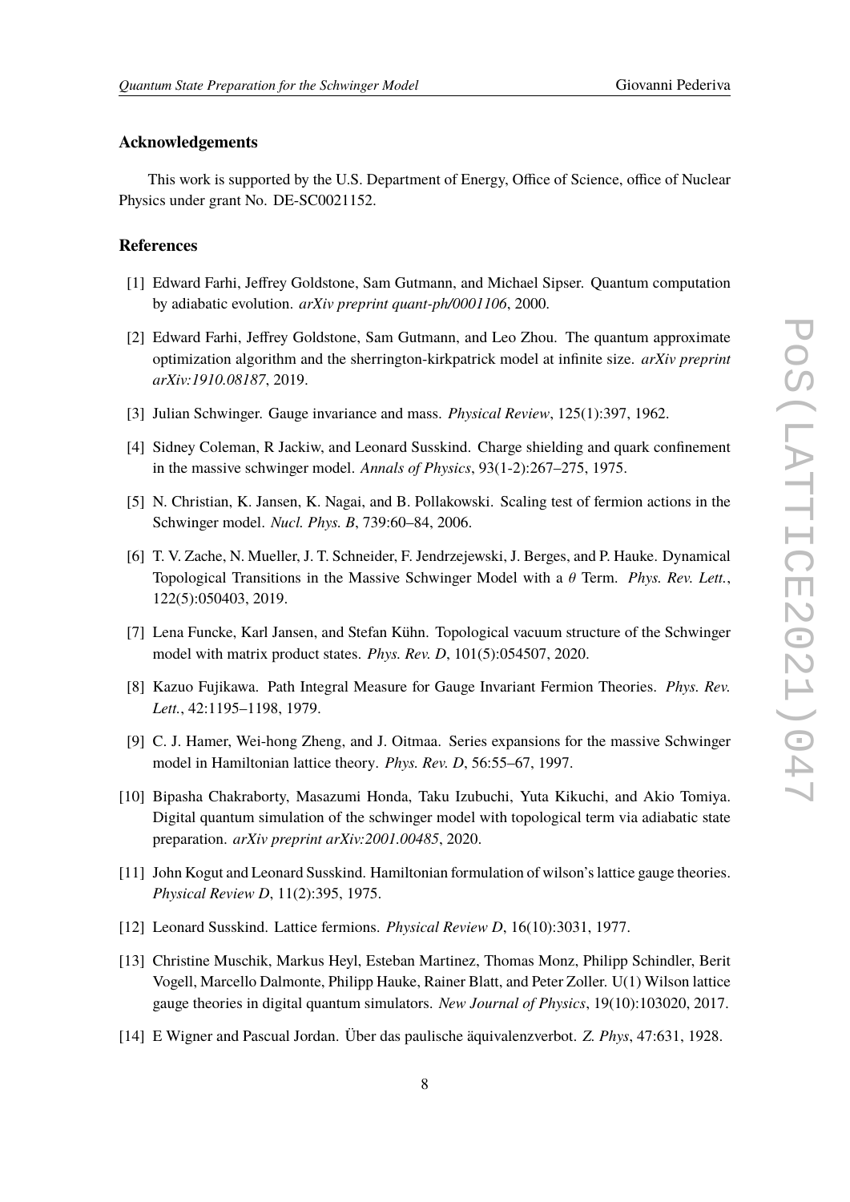### Acknowledgements

This work is supported by the U.S. Department of Energy, Office of Science, office of Nuclear Physics under grant No. DE-SC0021152.

### References

[1] Edward Farhi, Jeffrey Goldstone, Sam Gutmann, and Michael Sipser. Quantum computation by adiabatic evolution. *arXiv preprint quant-ph/0001106*, 2000.

[2] Edward Farhi, Jeffrey Goldstone, Sam Gutmann, and Leo Zhou. The quantum approximate optimization algorithm and the sherrington-kirkpatrick model at infinite size. *arXiv preprint arXiv:1910.08187*, 2019.

[3] Julian Schwinger. Gauge invariance and mass. *Physical Review*, 125(1):397, 1962.

[4] Sidney Coleman, R Jackiw, and Leonard Susskind. Charge shielding and quark confinement in the massive schwinger model. *Annals of Physics*, 93(1-2):267–275, 1975.

[5] N. Christian, K. Jansen, K. Nagai, and B. Pollakowski. Scaling test of fermion actions in the Schwinger model. *Nucl. Phys. B*, 739:60–84, 2006.

[6] T. V. Zache, N. Mueller, J. T. Schneider, F. Jendrzejewski, J. Berges, and P. Hauke. Dynamical Topological Transitions in the Massive Schwinger Model with a $\theta$ Term. *Phys. Rev. Lett.*, 122(5):050403, 2019.

[7] Lena Funcke, Karl Jansen, and Stefan Kühn. Topological vacuum structure of the Schwinger model with matrix product states. *Phys. Rev. D*, 101(5):054507, 2020.

[8] Kazuo Fujikawa. Path Integral Measure for Gauge Invariant Fermion Theories. *Phys. Rev. Lett.*, 42:1195–1198, 1979.

[9] C. J. Hamer, Wei-hong Zheng, and J. Oitmaa. Series expansions for the massive Schwinger model in Hamiltonian lattice theory. *Phys. Rev. D*, 56:55–67, 1997.

[10] Bipasha Chakraborty, Masazumi Honda, Taku Izubuchi, Yuta Kikuchi, and Akio Tomiya. Digital quantum simulation of the schwinger model with topological term via adiabatic state preparation. *arXiv preprint arXiv:2001.00485*, 2020.

[11] John Kogut and Leonard Susskind. Hamiltonian formulation of wilson's lattice gauge theories. *Physical Review D*, 11(2):395, 1975.

[12] Leonard Susskind. Lattice fermions. *Physical Review D*, 16(10):3031, 1977.

[13] Christine Muschik, Markus Heyl, Esteban Martinez, Thomas Monz, Philipp Schindler, Berit Vogell, Marcello Dalmonte, Philipp Hauke, Rainer Blatt, and Peter Zoller. U(1) Wilson lattice gauge theories in digital quantum simulators. *New Journal of Physics*, 19(10):103020, 2017.

[14] E Wigner and Pascual Jordan. Über das paulische äquivalenzverbot. *Z. Phys*, 47:631, 1928.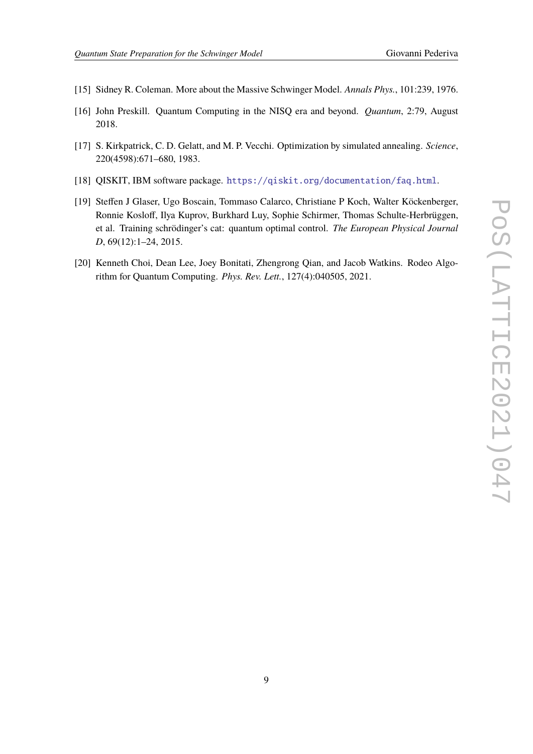[15] Sidney R. Coleman. More about the Massive Schwinger Model. *Annals Phys.*, 101:239, 1976.

[16] John Preskill. Quantum Computing in the NISQ era and beyond. *Quantum*, 2:79, August 2018.

[17] S. Kirkpatrick, C. D. Gelatt, and M. P. Vecchi. Optimization by simulated annealing. *Science*, 220(4598):671–680, 1983.

[18] QISKIT, IBM software package. https://qiskit.org/documentation/faq.html.

[19] Steffen J Glaser, Ugo Boscain, Tommaso Calarco, Christiane P Koch, Walter Köckenberger, Ronnie Kosloff, Ilya Kuprov, Burkhard Luy, Sophie Schirmer, Thomas Schulte-Herbrüggen, et al. Training schrödinger's cat: quantum optimal control. *The European Physical Journal D*, 69(12):1–24, 2015.

[20] Kenneth Choi, Dean Lee, Joey Bonitati, Zhengrong Qian, and Jacob Watkins. Rodeo Algorithm for Quantum Computing. *Phys. Rev. Lett.*, 127(4):040505, 2021.